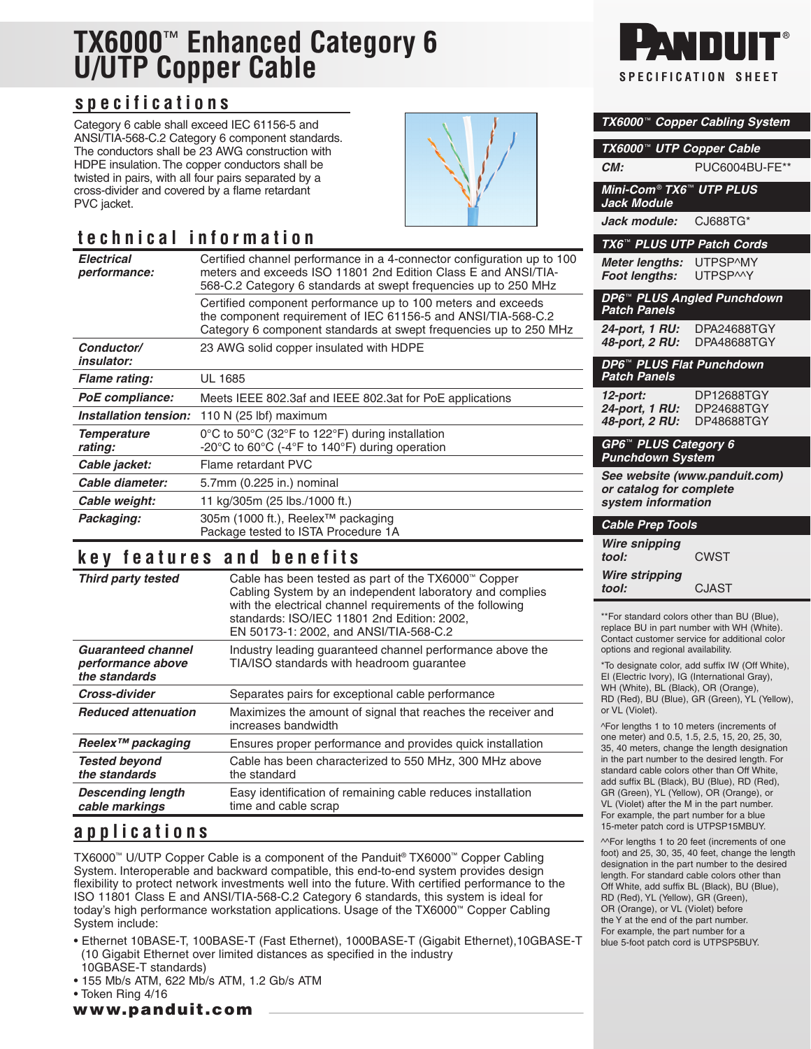# TX6000™ Enhanced Category 6 U/UTP Copper Cable

**PANDUIT®**
SPECIFICATION SHEET

## specifications

Category 6 cable shall exceed IEC 61156-5 and ANSI/TIA-568-C.2 Category 6 component standards. The conductors shall be 23 AWG construction with HDPE insulation. The copper conductors shall be twisted in pairs, with all four pairs separated by a cross-divider and covered by a flame retardant PVC jacket.

## technical information

| | |
|---|---|
| ***Electrical performance:*** | Certified channel performance in a 4-connector configuration up to 100 meters and exceeds ISO 11801 2nd Edition Class E and ANSI/TIA-568-C.2 Category 6 standards at swept frequencies up to 250 MHz |
| | Certified component performance up to 100 meters and exceeds the component requirement of IEC 61156-5 and ANSI/TIA-568-C.2 Category 6 component standards at swept frequencies up to 250 MHz |
| ***Conductor/ insulator:*** | 23 AWG solid copper insulated with HDPE |
| ***Flame rating:*** | UL 1685 |
| ***PoE compliance:*** | Meets IEEE 802.3af and IEEE 802.3at for PoE applications |
| ***Installation tension:*** | 110 N (25 lbf) maximum |
| ***Temperature rating:*** | 0°C to 50°C (32°F to 122°F) during installation<br>-20°C to 60°C (-4°F to 140°F) during operation |
| ***Cable jacket:*** | Flame retardant PVC |
| ***Cable diameter:*** | 5.7mm (0.225 in.) nominal |
| ***Cable weight:*** | 11 kg/305m (25 lbs./1000 ft.) |
| ***Packaging:*** | 305m (1000 ft.), Reelex™ packaging<br>Package tested to ISTA Procedure 1A |

## key features and benefits

| | |
|---|---|
| ***Third party tested*** | Cable has been tested as part of the TX6000™ Copper Cabling System by an independent laboratory and complies with the electrical channel requirements of the following standards: ISO/IEC 11801 2nd Edition: 2002, EN 50173-1: 2002, and ANSI/TIA-568-C.2 |
| ***Guaranteed channel performance above the standards*** | Industry leading guaranteed channel performance above the TIA/ISO standards with headroom guarantee |
| ***Cross-divider*** | Separates pairs for exceptional cable performance |
| ***Reduced attenuation*** | Maximizes the amount of signal that reaches the receiver and increases bandwidth |
| ***Reelex™ packaging*** | Ensures proper performance and provides quick installation |
| ***Tested beyond the standards*** | Cable has been characterized to 550 MHz, 300 MHz above the standard |
| ***Descending length cable markings*** | Easy identification of remaining cable reduces installation time and cable scrap |

## applications

TX6000™ U/UTP Copper Cable is a component of the Panduit® TX6000™ Copper Cabling System. Interoperable and backward compatible, this end-to-end system provides design flexibility to protect network investments well into the future. With certified performance to the ISO 11801 Class E and ANSI/TIA-568-C.2 Category 6 standards, this system is ideal for today's high performance workstation applications. Usage of the TX6000™ Copper Cabling System include:

- Ethernet 10BASE-T, 100BASE-T (Fast Ethernet), 1000BASE-T (Gigabit Ethernet),10GBASE-T (10 Gigabit Ethernet over limited distances as specified in the industry 10GBASE-T standards)
- 155 Mb/s ATM, 622 Mb/s ATM, 1.2 Gb/s ATM
- Token Ring 4/16

**www.panduit.com**

### *TX6000™ Copper Cabling System*

#### *TX6000™ UTP Copper Cable*

| | |
|---|---|
| ***CM:*** | PUC6004BU-FE** |

#### *Mini-Com® TX6™ UTP PLUS Jack Module*

| | |
|---|---|
| ***Jack module:*** | CJ688TG* |

#### *TX6™ PLUS UTP Patch Cords*

| | |
|---|---|
| ***Meter lengths:*** | UTPSP^MY |
| ***Foot lengths:*** | UTPSP^^Y |

#### *DP6™ PLUS Angled Punchdown Patch Panels*

| | |
|---|---|
| ***24-port, 1 RU:*** | DPA24688TGY |
| ***48-port, 2 RU:*** | DPA48688TGY |

#### *DP6™ PLUS Flat Punchdown Patch Panels*

| | |
|---|---|
| ***12-port:*** | DP12688TGY |
| ***24-port, 1 RU:*** | DP24688TGY |
| ***48-port, 2 RU:*** | DP48688TGY |

#### *GP6™ PLUS Category 6 Punchdown System*

***See website (www.panduit.com) or catalog for complete system information***

#### *Cable Prep Tools*

| | |
|---|---|
| ***Wire snipping tool:*** | CWST |
| ***Wire stripping tool:*** | CJAST |

**For standard colors other than BU (Blue), replace BU in part number with WH (White). Contact customer service for additional color options and regional availability.

*To designate color, add suffix IW (Off White), EI (Electric Ivory), IG (International Gray), WH (White), BL (Black), OR (Orange), RD (Red), BU (Blue), GR (Green), YL (Yellow), or VL (Violet).

^For lengths 1 to 10 meters (increments of one meter) and 0.5, 1.5, 2.5, 15, 20, 25, 30, 35, 40 meters, change the length designation in the part number to the desired length. For standard cable colors other than Off White, add suffix BL (Black), BU (Blue), RD (Red), GR (Green), YL (Yellow), OR (Orange), or VL (Violet) after the M in the part number. For example, the part number for a blue 15-meter patch cord is UTPSP15MBUY.

^^For lengths 1 to 20 feet (increments of one foot) and 25, 30, 35, 40 feet, change the length designation in the part number to the desired length. For standard cable colors other than Off White, add suffix BL (Black), BU (Blue), RD (Red), YL (Yellow), GR (Green), OR (Orange), or VL (Violet) before the Y at the end of the part number. For example, the part number for a blue 5-foot patch cord is UTPSP5BUY.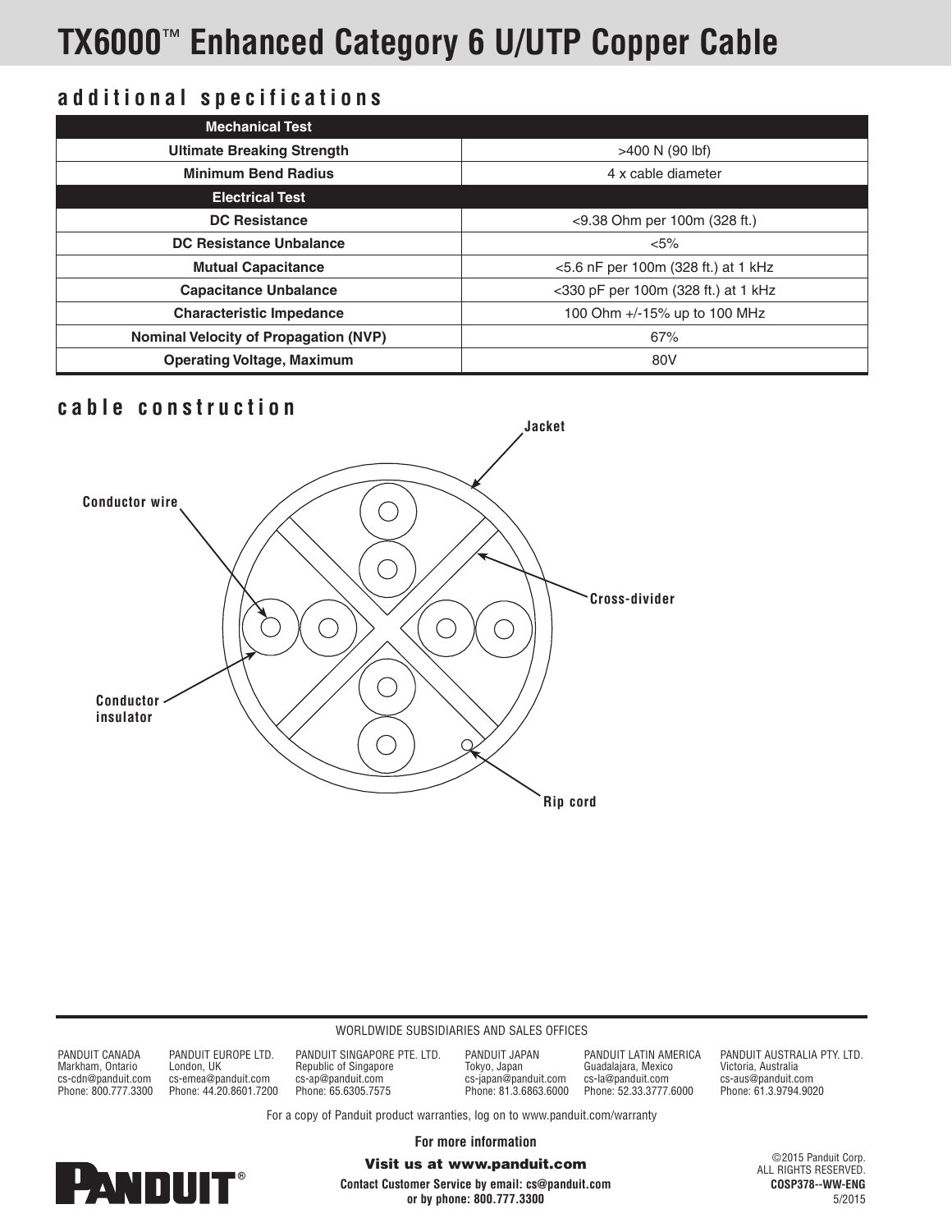# TX6000™ Enhanced Category 6 U/UTP Copper Cable

## additional specifications

| Mechanical Test | |
|---|---|
| Ultimate Breaking Strength | >400 N (90 lbf) |
| Minimum Bend Radius | 4 x cable diameter |
| **Electrical Test** | |
| DC Resistance | <9.38 Ohm per 100m (328 ft.) |
| DC Resistance Unbalance | <5% |
| Mutual Capacitance | <5.6 nF per 100m (328 ft.) at 1 kHz |
| Capacitance Unbalance | <330 pF per 100m (328 ft.) at 1 kHz |
| Characteristic Impedance | 100 Ohm +/-15% up to 100 MHz |
| Nominal Velocity of Propagation (NVP) | 67% |
| Operating Voltage, Maximum | 80V |

## cable construction

Jacket

Conductor wire

Cross-divider

Conductor insulator

Rip cord

WORLDWIDE SUBSIDIARIES AND SALES OFFICES

PANDUIT CANADA
Markham, Ontario
cs-cdn@panduit.com
Phone: 800.777.3300

PANDUIT EUROPE LTD.
London, UK
cs-emea@panduit.com
Phone: 44.20.8601.7200

PANDUIT SINGAPORE PTE. LTD.
Republic of Singapore
cs-ap@panduit.com
Phone: 65.6305.7575

PANDUIT JAPAN
Tokyo, Japan
cs-japan@panduit.com
Phone: 81.3.6863.6000

PANDUIT LATIN AMERICA
Guadalajara, Mexico
cs-la@panduit.com
Phone: 52.33.3777.6000

PANDUIT AUSTRALIA PTY. LTD.
Victoria, Australia
cs-aus@panduit.com
Phone: 61.3.9794.9020

For a copy of Panduit product warranties, log on to www.panduit.com/warranty

**For more information**

**Visit us at www.panduit.com**

**Contact Customer Service by email: cs@panduit.com or by phone: 800.777.3300**

PANDUIT®

©2015 Panduit Corp.
ALL RIGHTS RESERVED.
**COSP378--WW-ENG**
5/2015